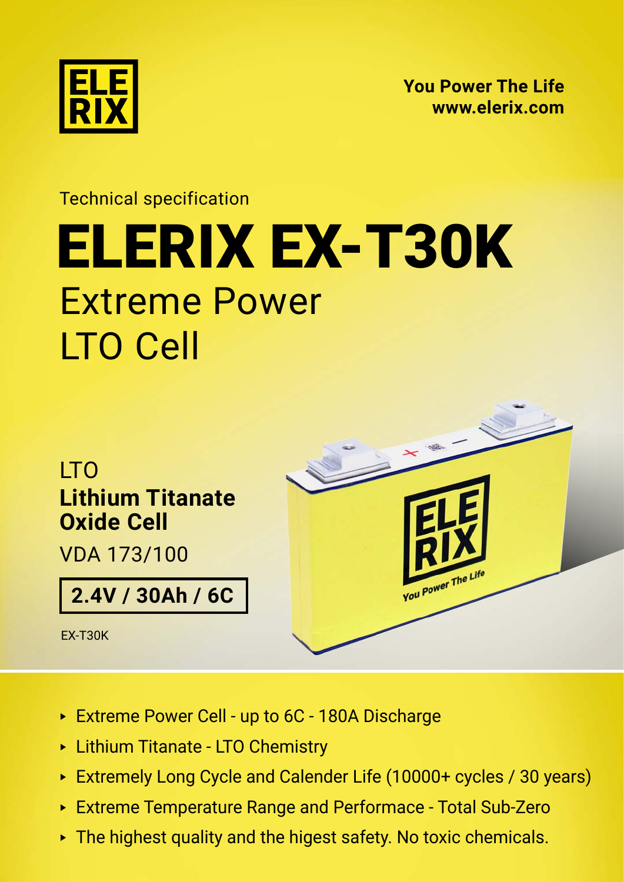ELE
RIX

**You Power The Life**
**www.elerix.com**

Technical specification

# ELERIX EX-T30K

## Extreme Power
## LTO Cell

LTO
**Lithium Titanate**
**Oxide Cell**

VDA 173/100

**2.4V / 30Ah / 6C**

EX-T30K

- Extreme Power Cell - up to 6C - 180A Discharge
- Lithium Titanate - LTO Chemistry
- Extremely Long Cycle and Calender Life (10000+ cycles / 30 years)
- Extreme Temperature Range and Performace - Total Sub-Zero
- The highest quality and the higest safety. No toxic chemicals.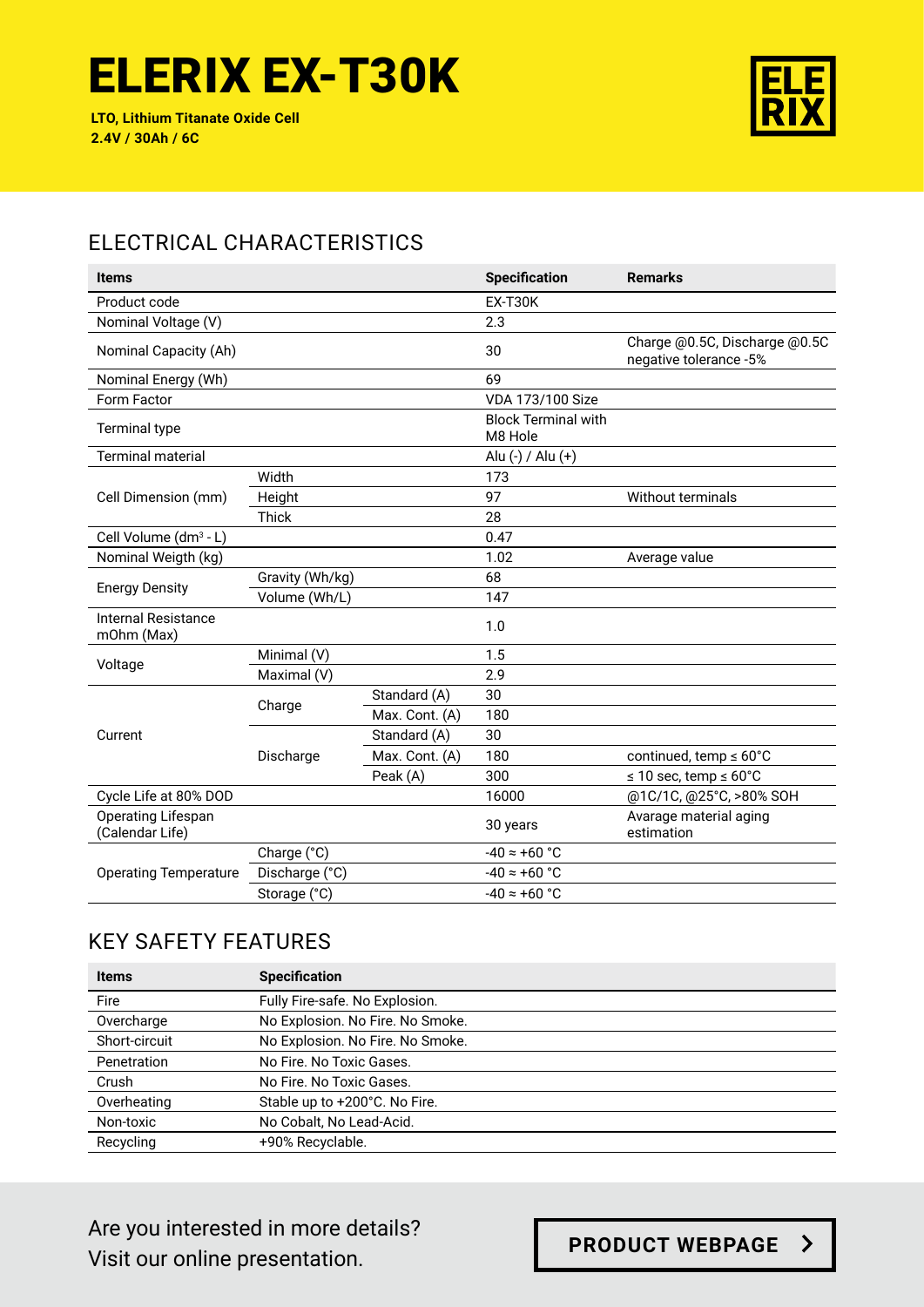# ELERIX EX-T30K

**LTO, Lithium Titanate Oxide Cell**
**2.4V / 30Ah / 6C**

## ELECTRICAL CHARACTERISTICS

| Items | | | Specification | Remarks |
|---|---|---|---|---|
| Product code | | | EX-T30K | |
| Nominal Voltage (V) | | | 2.3 | |
| Nominal Capacity (Ah) | | | 30 | Charge @0.5C, Discharge @0.5C negative tolerance -5% |
| Nominal Energy (Wh) | | | 69 | |
| Form Factor | | | VDA 173/100 Size | |
| Terminal type | | | Block Terminal with M8 Hole | |
| Terminal material | | | Alu (-) / Alu (+) | |
| Cell Dimension (mm) | Width | | 173 | |
| | Height | | 97 | Without terminals |
| | Thick | | 28 | |
| Cell Volume ($dm^3$ - L) | | | 0.47 | |
| Nominal Weigth (kg) | | | 1.02 | Average value |
| Energy Density | Gravity (Wh/kg) | | 68 | |
| | Volume (Wh/L) | | 147 | |
| Internal Resistance mOhm (Max) | | | 1.0 | |
| Voltage | Minimal (V) | | 1.5 | |
| | Maximal (V) | | 2.9 | |
| Current | Charge | Standard (A) | 30 | |
| | | Max. Cont. (A) | 180 | |
| | Discharge | Standard (A) | 30 | |
| | | Max. Cont. (A) | 180 | continued, temp ≤ 60°C |
| | | Peak (A) | 300 | ≤ 10 sec, temp ≤ 60°C |
| Cycle Life at 80% DOD | | | 16000 | @1C/1C, @25°C, >80% SOH |
| Operating Lifespan (Calendar Life) | | | 30 years | Avarage material aging estimation |
| Operating Temperature | Charge (°C) | | -40 ≈ +60 °C | |
| | Discharge (°C) | | -40 ≈ +60 °C | |
| | Storage (°C) | | -40 ≈ +60 °C | |

## KEY SAFETY FEATURES

| Items | Specification |
|---|---|
| Fire | Fully Fire-safe. No Explosion. |
| Overcharge | No Explosion. No Fire. No Smoke. |
| Short-circuit | No Explosion. No Fire. No Smoke. |
| Penetration | No Fire. No Toxic Gases. |
| Crush | No Fire. No Toxic Gases. |
| Overheating | Stable up to +200°C. No Fire. |
| Non-toxic | No Cobalt, No Lead-Acid. |
| Recycling | +90% Recyclable. |

Are you interested in more details?
Visit our online presentation.

**PRODUCT WEBPAGE**